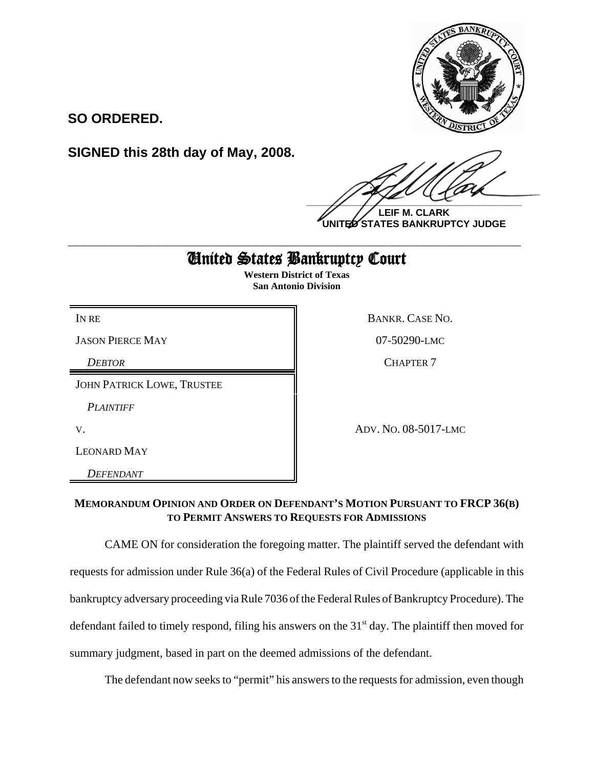**SO ORDERED.**

**SIGNED this 28th day of May, 2008.**

**LEIF M. CLARK**
**UNITED STATES BANKRUPTCY JUDGE**

---

# United States Bankruptcy Court

**Western District of Texas**
**San Antonio Division**

| | |
|---|---|
| IN RE | BANKR. CASE NO. |
| JASON PIERCE MAY | 07-50290-LMC |
| *DEBTOR* | CHAPTER 7 |
| JOHN PATRICK LOWE, TRUSTEE | |
| *PLAINTIFF* | |
| V. | ADV. NO. 08-5017-LMC |
| LEONARD MAY | |
| *DEFENDANT* | |

**MEMORANDUM OPINION AND ORDER ON DEFENDANT'S MOTION PURSUANT TO FRCP 36(B) TO PERMIT ANSWERS TO REQUESTS FOR ADMISSIONS**

CAME ON for consideration the foregoing matter. The plaintiff served the defendant with requests for admission under Rule 36(a) of the Federal Rules of Civil Procedure (applicable in this bankruptcy adversary proceeding via Rule 7036 of the Federal Rules of Bankruptcy Procedure). The defendant failed to timely respond, filing his answers on the 31st day. The plaintiff then moved for summary judgment, based in part on the deemed admissions of the defendant.

The defendant now seeks to "permit" his answers to the requests for admission, even though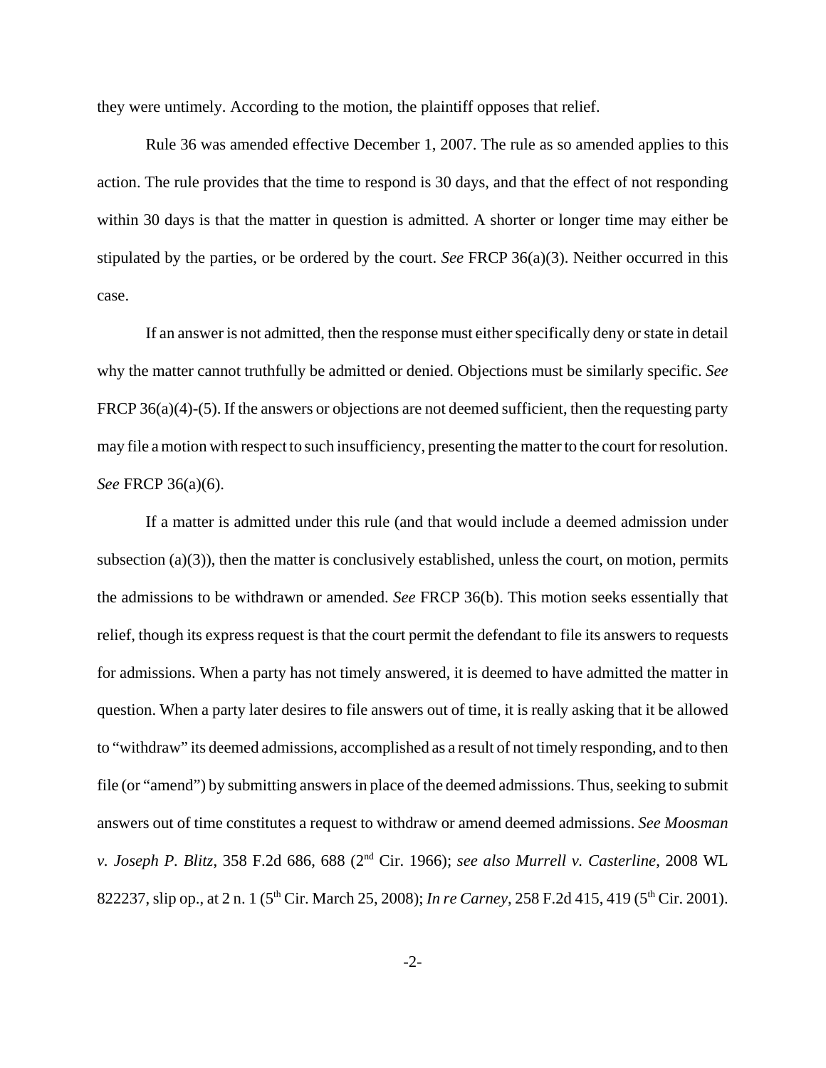they were untimely. According to the motion, the plaintiff opposes that relief.

Rule 36 was amended effective December 1, 2007. The rule as so amended applies to this action. The rule provides that the time to respond is 30 days, and that the effect of not responding within 30 days is that the matter in question is admitted. A shorter or longer time may either be stipulated by the parties, or be ordered by the court. *See* FRCP 36(a)(3). Neither occurred in this case.

If an answer is not admitted, then the response must either specifically deny or state in detail why the matter cannot truthfully be admitted or denied. Objections must be similarly specific. *See* FRCP 36(a)(4)-(5). If the answers or objections are not deemed sufficient, then the requesting party may file a motion with respect to such insufficiency, presenting the matter to the court for resolution. *See* FRCP 36(a)(6).

If a matter is admitted under this rule (and that would include a deemed admission under subsection (a)(3)), then the matter is conclusively established, unless the court, on motion, permits the admissions to be withdrawn or amended. *See* FRCP 36(b). This motion seeks essentially that relief, though its express request is that the court permit the defendant to file its answers to requests for admissions. When a party has not timely answered, it is deemed to have admitted the matter in question. When a party later desires to file answers out of time, it is really asking that it be allowed to "withdraw" its deemed admissions, accomplished as a result of not timely responding, and to then file (or "amend") by submitting answers in place of the deemed admissions. Thus, seeking to submit answers out of time constitutes a request to withdraw or amend deemed admissions. *See Moosman v. Joseph P. Blitz*, 358 F.2d 686, 688 (2nd Cir. 1966); *see also Murrell v. Casterline*, 2008 WL 822237, slip op., at 2 n. 1 (5th Cir. March 25, 2008); *In re Carney*, 258 F.2d 415, 419 (5th Cir. 2001).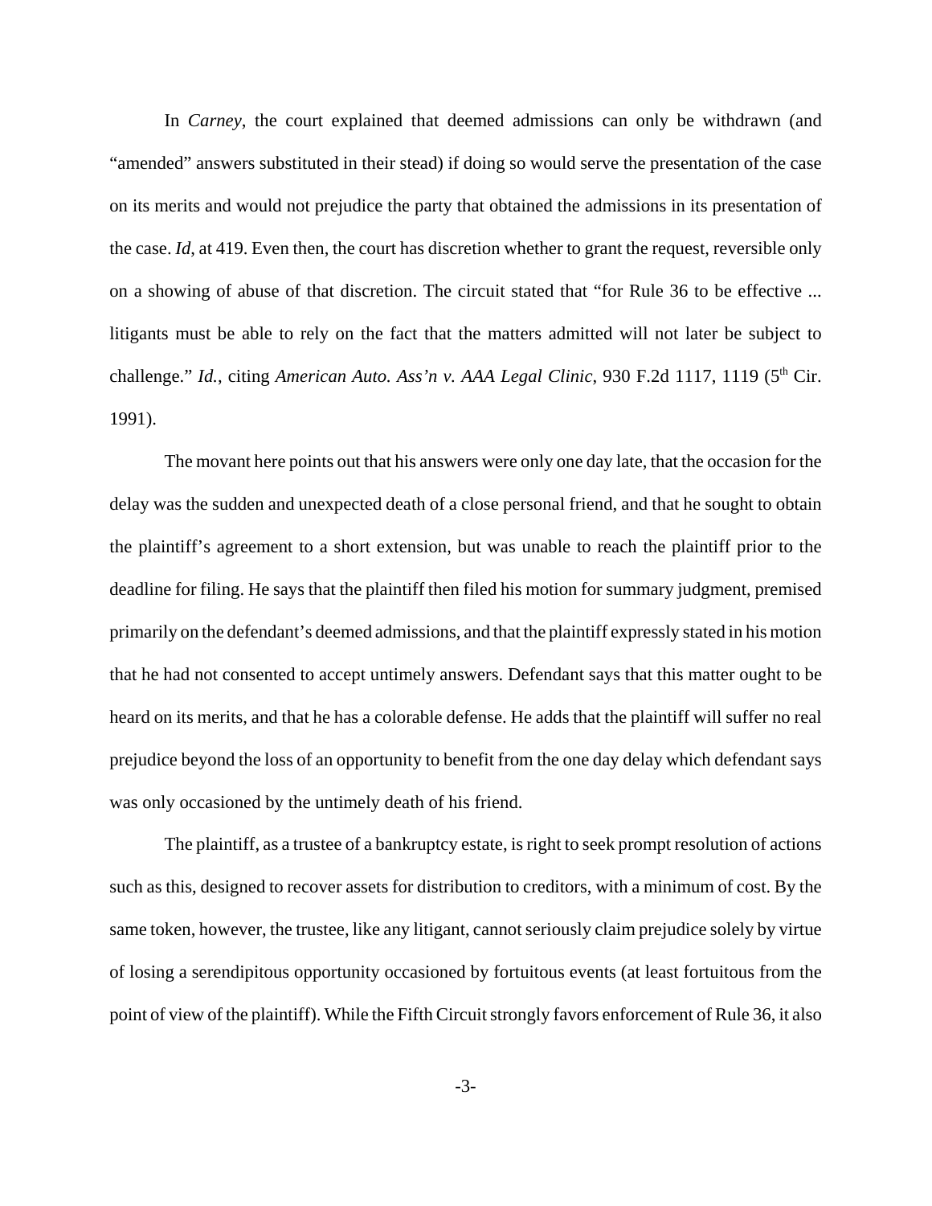In *Carney*, the court explained that deemed admissions can only be withdrawn (and "amended" answers substituted in their stead) if doing so would serve the presentation of the case on its merits and would not prejudice the party that obtained the admissions in its presentation of the case. *Id*, at 419. Even then, the court has discretion whether to grant the request, reversible only on a showing of abuse of that discretion. The circuit stated that "for Rule 36 to be effective ... litigants must be able to rely on the fact that the matters admitted will not later be subject to challenge." *Id.*, citing *American Auto. Ass'n v. AAA Legal Clinic*, 930 F.2d 1117, 1119 (5th Cir. 1991).

The movant here points out that his answers were only one day late, that the occasion for the delay was the sudden and unexpected death of a close personal friend, and that he sought to obtain the plaintiff's agreement to a short extension, but was unable to reach the plaintiff prior to the deadline for filing. He says that the plaintiff then filed his motion for summary judgment, premised primarily on the defendant's deemed admissions, and that the plaintiff expressly stated in his motion that he had not consented to accept untimely answers. Defendant says that this matter ought to be heard on its merits, and that he has a colorable defense. He adds that the plaintiff will suffer no real prejudice beyond the loss of an opportunity to benefit from the one day delay which defendant says was only occasioned by the untimely death of his friend.

The plaintiff, as a trustee of a bankruptcy estate, is right to seek prompt resolution of actions such as this, designed to recover assets for distribution to creditors, with a minimum of cost. By the same token, however, the trustee, like any litigant, cannot seriously claim prejudice solely by virtue of losing a serendipitous opportunity occasioned by fortuitous events (at least fortuitous from the point of view of the plaintiff). While the Fifth Circuit strongly favors enforcement of Rule 36, it also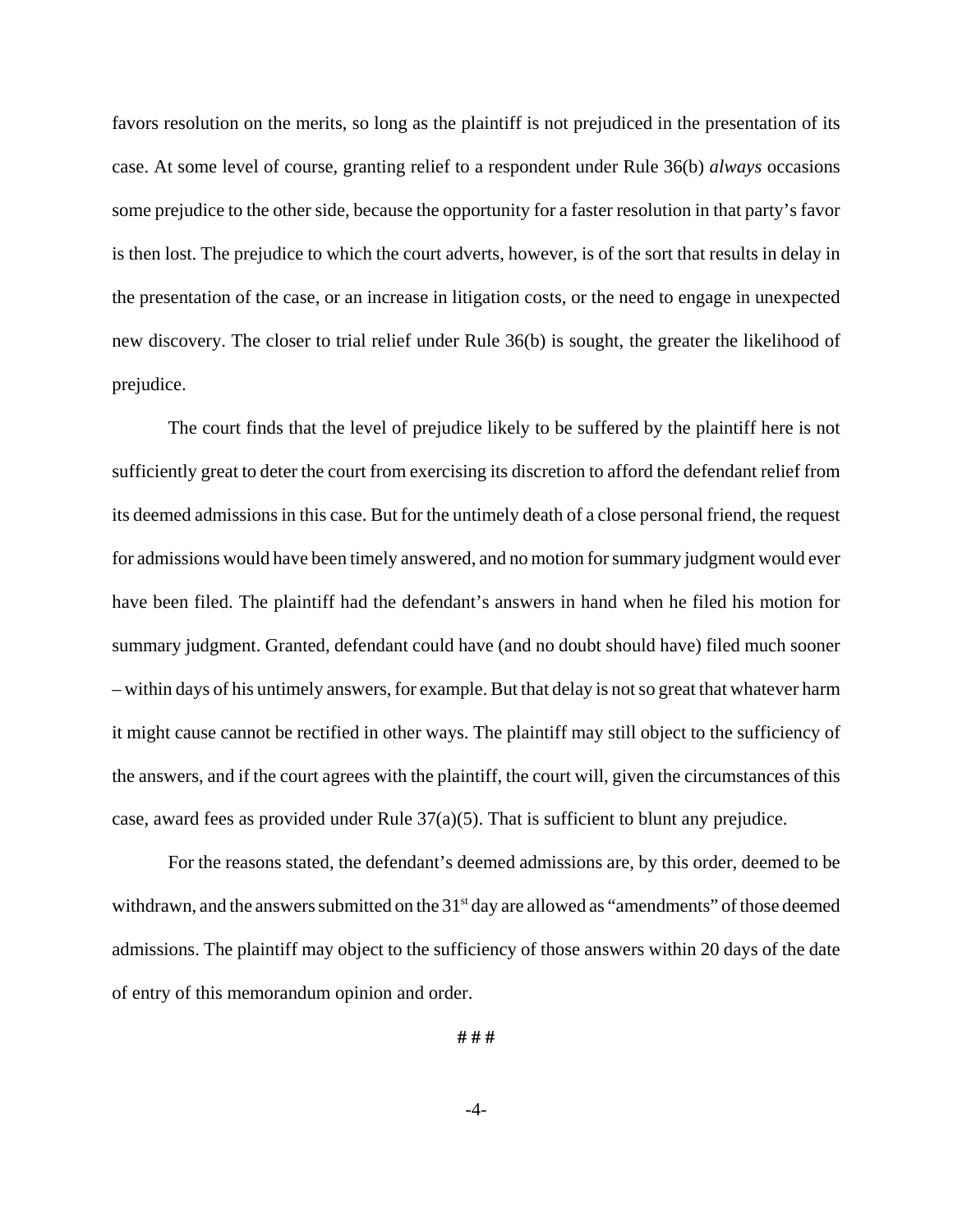favors resolution on the merits, so long as the plaintiff is not prejudiced in the presentation of its case. At some level of course, granting relief to a respondent under Rule 36(b) *always* occasions some prejudice to the other side, because the opportunity for a faster resolution in that party's favor is then lost. The prejudice to which the court adverts, however, is of the sort that results in delay in the presentation of the case, or an increase in litigation costs, or the need to engage in unexpected new discovery. The closer to trial relief under Rule 36(b) is sought, the greater the likelihood of prejudice.

The court finds that the level of prejudice likely to be suffered by the plaintiff here is not sufficiently great to deter the court from exercising its discretion to afford the defendant relief from its deemed admissions in this case. But for the untimely death of a close personal friend, the request for admissions would have been timely answered, and no motion for summary judgment would ever have been filed. The plaintiff had the defendant's answers in hand when he filed his motion for summary judgment. Granted, defendant could have (and no doubt should have) filed much sooner – within days of his untimely answers, for example. But that delay is not so great that whatever harm it might cause cannot be rectified in other ways. The plaintiff may still object to the sufficiency of the answers, and if the court agrees with the plaintiff, the court will, given the circumstances of this case, award fees as provided under Rule 37(a)(5). That is sufficient to blunt any prejudice.

For the reasons stated, the defendant's deemed admissions are, by this order, deemed to be withdrawn, and the answers submitted on the 31st day are allowed as "amendments" of those deemed admissions. The plaintiff may object to the sufficiency of those answers within 20 days of the date of entry of this memorandum opinion and order.

# # #